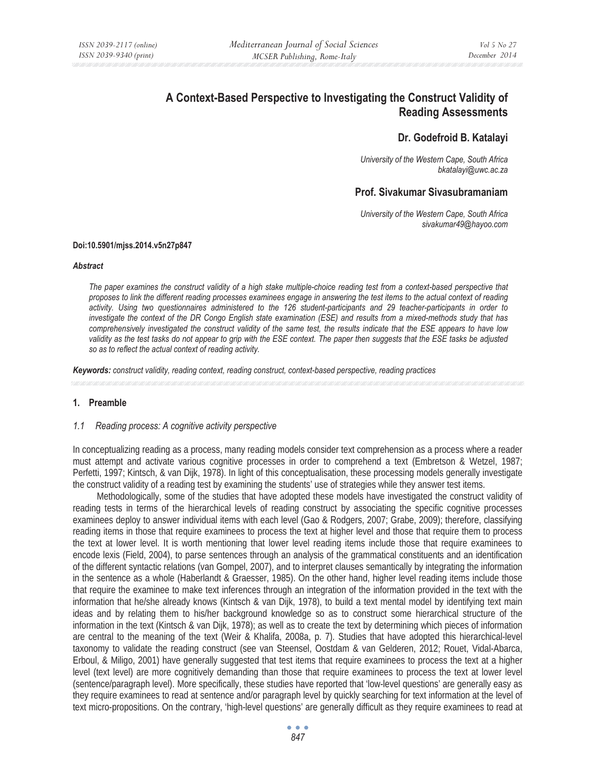# A Context-Based Perspective to Investigating the Construct Validity of Reading Assessments

**Dr. Godefroid B. Katalayi**

*University of the Western Cape, South Africa*
*bkatalayi@uwc.ac.za*

**Prof. Sivakumar Sivasubramaniam**

*University of the Western Cape, South Africa*
*sivakumar49@hayoo.com*

**Doi:10.5901/mjss.2014.v5n27p847**

***Abstract***

*The paper examines the construct validity of a high stake multiple-choice reading test from a context-based perspective that proposes to link the different reading processes examinees engage in answering the test items to the actual context of reading activity. Using two questionnaires administered to the 126 student-participants and 29 teacher-participants in order to investigate the context of the DR Congo English state examination (ESE) and results from a mixed-methods study that has comprehensively investigated the construct validity of the same test, the results indicate that the ESE appears to have low validity as the test tasks do not appear to grip with the ESE context. The paper then suggests that the ESE tasks be adjusted so as to reflect the actual context of reading activity.*

***Keywords:*** *construct validity, reading context, reading construct, context-based perspective, reading practices*

## 1. Preamble

### *1.1 Reading process: A cognitive activity perspective*

In conceptualizing reading as a process, many reading models consider text comprehension as a process where a reader must attempt and activate various cognitive processes in order to comprehend a text (Embretson & Wetzel, 1987; Perfetti, 1997; Kintsch, & van Dijk, 1978). In light of this conceptualisation, these processing models generally investigate the construct validity of a reading test by examining the students' use of strategies while they answer test items.

Methodologically, some of the studies that have adopted these models have investigated the construct validity of reading tests in terms of the hierarchical levels of reading construct by associating the specific cognitive processes examinees deploy to answer individual items with each level (Gao & Rodgers, 2007; Grabe, 2009); therefore, classifying reading items in those that require examinees to process the text at higher level and those that require them to process the text at lower level. It is worth mentioning that lower level reading items include those that require examinees to encode lexis (Field, 2004), to parse sentences through an analysis of the grammatical constituents and an identification of the different syntactic relations (van Gompel, 2007), and to interpret clauses semantically by integrating the information in the sentence as a whole (Haberlandt & Graesser, 1985). On the other hand, higher level reading items include those that require the examinee to make text inferences through an integration of the information provided in the text with the information that he/she already knows (Kintsch & van Dijk, 1978), to build a text mental model by identifying text main ideas and by relating them to his/her background knowledge so as to construct some hierarchical structure of the information in the text (Kintsch & van Dijk, 1978); as well as to create the text by determining which pieces of information are central to the meaning of the text (Weir & Khalifa, 2008a, p. 7). Studies that have adopted this hierarchical-level taxonomy to validate the reading construct (see van Steensel, Oostdam & van Gelderen, 2012; Rouet, Vidal-Abarca, Erboul, & Miligo, 2001) have generally suggested that test items that require examinees to process the text at a higher level (text level) are more cognitively demanding than those that require examinees to process the text at lower level (sentence/paragraph level). More specifically, these studies have reported that 'low-level questions' are generally easy as they require examinees to read at sentence and/or paragraph level by quickly searching for text information at the level of text micro-propositions. On the contrary, 'high-level questions' are generally difficult as they require examinees to read at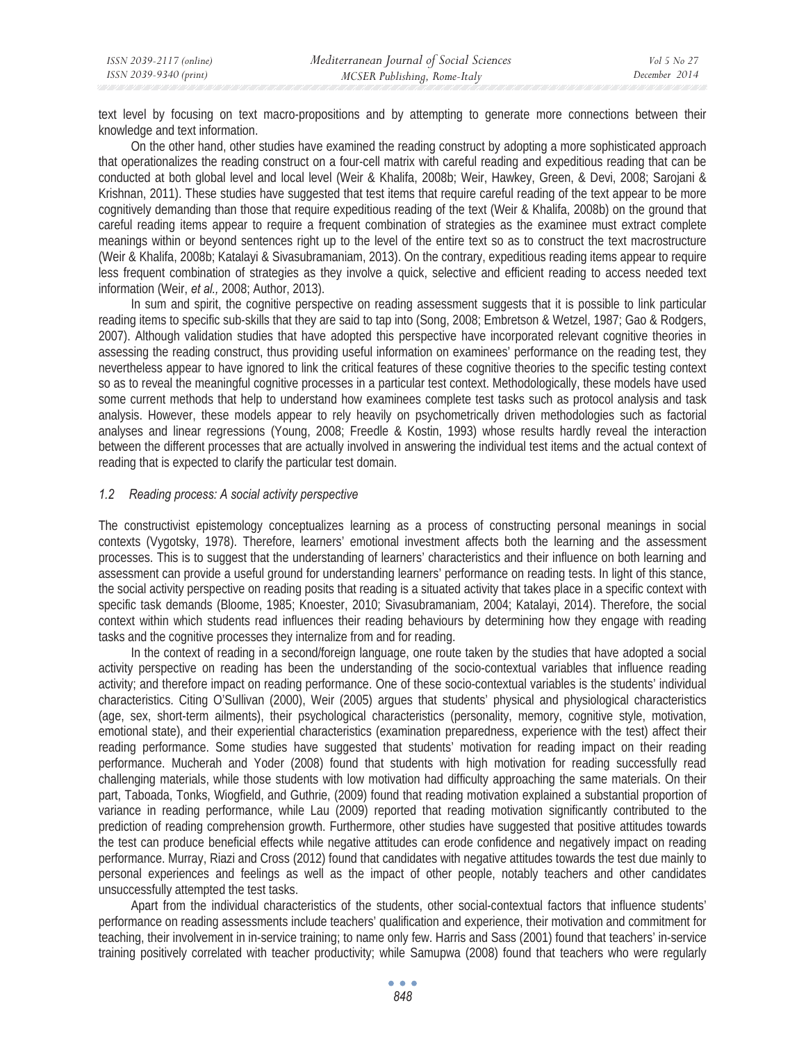text level by focusing on text macro-propositions and by attempting to generate more connections between their knowledge and text information.

On the other hand, other studies have examined the reading construct by adopting a more sophisticated approach that operationalizes the reading construct on a four-cell matrix with careful reading and expeditious reading that can be conducted at both global level and local level (Weir & Khalifa, 2008b; Weir, Hawkey, Green, & Devi, 2008; Sarojani & Krishnan, 2011). These studies have suggested that test items that require careful reading of the text appear to be more cognitively demanding than those that require expeditious reading of the text (Weir & Khalifa, 2008b) on the ground that careful reading items appear to require a frequent combination of strategies as the examinee must extract complete meanings within or beyond sentences right up to the level of the entire text so as to construct the text macrostructure (Weir & Khalifa, 2008b; Katalayi & Sivasubramaniam, 2013). On the contrary, expeditious reading items appear to require less frequent combination of strategies as they involve a quick, selective and efficient reading to access needed text information (Weir, *et al.,* 2008; Author, 2013).

In sum and spirit, the cognitive perspective on reading assessment suggests that it is possible to link particular reading items to specific sub-skills that they are said to tap into (Song, 2008; Embretson & Wetzel, 1987; Gao & Rodgers, 2007). Although validation studies that have adopted this perspective have incorporated relevant cognitive theories in assessing the reading construct, thus providing useful information on examinees' performance on the reading test, they nevertheless appear to have ignored to link the critical features of these cognitive theories to the specific testing context so as to reveal the meaningful cognitive processes in a particular test context. Methodologically, these models have used some current methods that help to understand how examinees complete test tasks such as protocol analysis and task analysis. However, these models appear to rely heavily on psychometrically driven methodologies such as factorial analyses and linear regressions (Young, 2008; Freedle & Kostin, 1993) whose results hardly reveal the interaction between the different processes that are actually involved in answering the individual test items and the actual context of reading that is expected to clarify the particular test domain.

### *1.2 Reading process: A social activity perspective*

The constructivist epistemology conceptualizes learning as a process of constructing personal meanings in social contexts (Vygotsky, 1978). Therefore, learners' emotional investment affects both the learning and the assessment processes. This is to suggest that the understanding of learners' characteristics and their influence on both learning and assessment can provide a useful ground for understanding learners' performance on reading tests. In light of this stance, the social activity perspective on reading posits that reading is a situated activity that takes place in a specific context with specific task demands (Bloome, 1985; Knoester, 2010; Sivasubramaniam, 2004; Katalayi, 2014). Therefore, the social context within which students read influences their reading behaviours by determining how they engage with reading tasks and the cognitive processes they internalize from and for reading.

In the context of reading in a second/foreign language, one route taken by the studies that have adopted a social activity perspective on reading has been the understanding of the socio-contextual variables that influence reading activity; and therefore impact on reading performance. One of these socio-contextual variables is the students' individual characteristics. Citing O'Sullivan (2000), Weir (2005) argues that students' physical and physiological characteristics (age, sex, short-term ailments), their psychological characteristics (personality, memory, cognitive style, motivation, emotional state), and their experiential characteristics (examination preparedness, experience with the test) affect their reading performance. Some studies have suggested that students' motivation for reading impact on their reading performance. Mucherah and Yoder (2008) found that students with high motivation for reading successfully read challenging materials, while those students with low motivation had difficulty approaching the same materials. On their part, Taboada, Tonks, Wiogfield, and Guthrie, (2009) found that reading motivation explained a substantial proportion of variance in reading performance, while Lau (2009) reported that reading motivation significantly contributed to the prediction of reading comprehension growth. Furthermore, other studies have suggested that positive attitudes towards the test can produce beneficial effects while negative attitudes can erode confidence and negatively impact on reading performance. Murray, Riazi and Cross (2012) found that candidates with negative attitudes towards the test due mainly to personal experiences and feelings as well as the impact of other people, notably teachers and other candidates unsuccessfully attempted the test tasks.

Apart from the individual characteristics of the students, other social-contextual factors that influence students' performance on reading assessments include teachers' qualification and experience, their motivation and commitment for teaching, their involvement in in-service training; to name only few. Harris and Sass (2001) found that teachers' in-service training positively correlated with teacher productivity; while Samupwa (2008) found that teachers who were regularly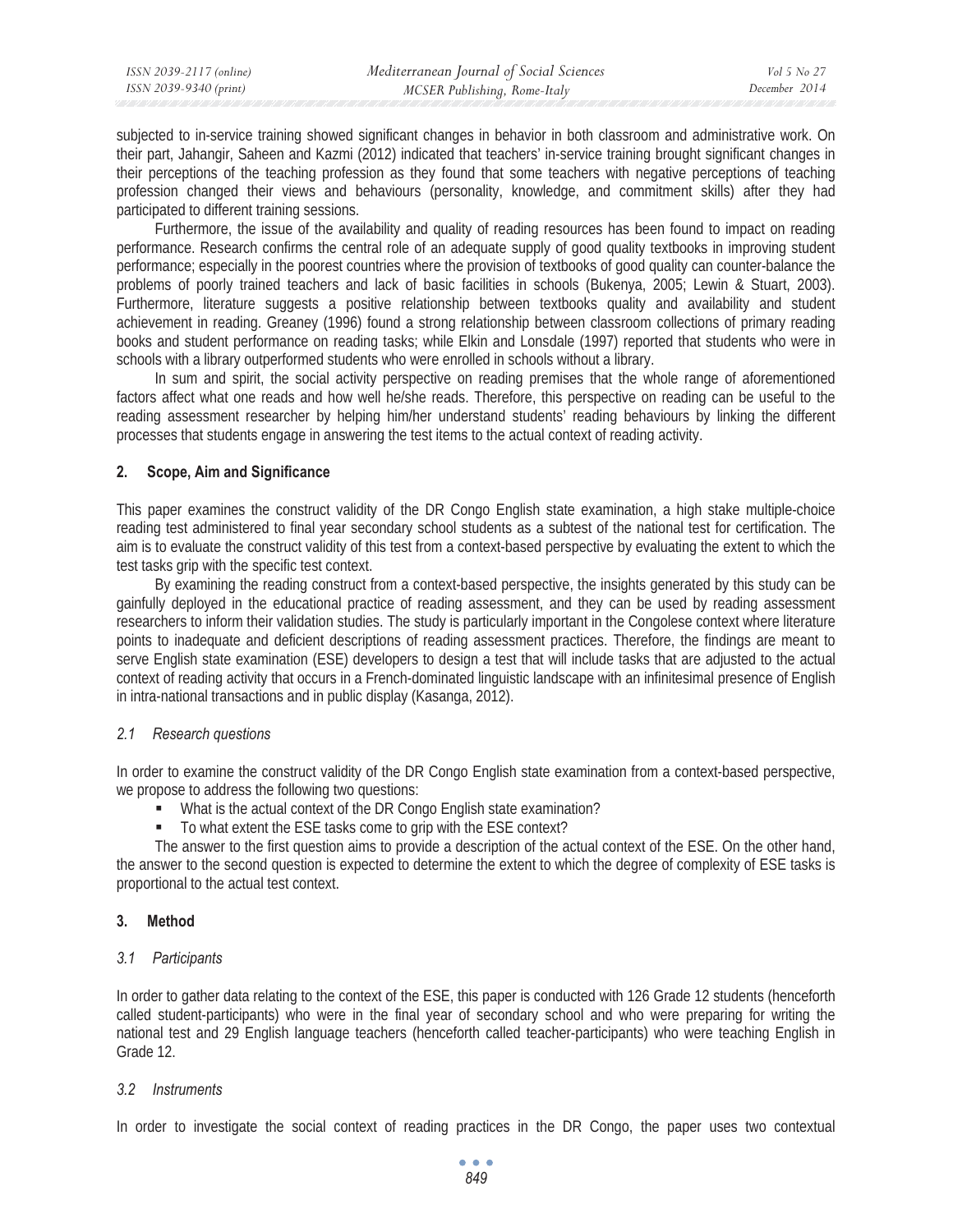subjected to in-service training showed significant changes in behavior in both classroom and administrative work. On their part, Jahangir, Saheen and Kazmi (2012) indicated that teachers' in-service training brought significant changes in their perceptions of the teaching profession as they found that some teachers with negative perceptions of teaching profession changed their views and behaviours (personality, knowledge, and commitment skills) after they had participated to different training sessions.

Furthermore, the issue of the availability and quality of reading resources has been found to impact on reading performance. Research confirms the central role of an adequate supply of good quality textbooks in improving student performance; especially in the poorest countries where the provision of textbooks of good quality can counter-balance the problems of poorly trained teachers and lack of basic facilities in schools (Bukenya, 2005; Lewin & Stuart, 2003). Furthermore, literature suggests a positive relationship between textbooks quality and availability and student achievement in reading. Greaney (1996) found a strong relationship between classroom collections of primary reading books and student performance on reading tasks; while Elkin and Lonsdale (1997) reported that students who were in schools with a library outperformed students who were enrolled in schools without a library.

In sum and spirit, the social activity perspective on reading premises that the whole range of aforementioned factors affect what one reads and how well he/she reads. Therefore, this perspective on reading can be useful to the reading assessment researcher by helping him/her understand students' reading behaviours by linking the different processes that students engage in answering the test items to the actual context of reading activity.

## 2. Scope, Aim and Significance

This paper examines the construct validity of the DR Congo English state examination, a high stake multiple-choice reading test administered to final year secondary school students as a subtest of the national test for certification. The aim is to evaluate the construct validity of this test from a context-based perspective by evaluating the extent to which the test tasks grip with the specific test context.

By examining the reading construct from a context-based perspective, the insights generated by this study can be gainfully deployed in the educational practice of reading assessment, and they can be used by reading assessment researchers to inform their validation studies. The study is particularly important in the Congolese context where literature points to inadequate and deficient descriptions of reading assessment practices. Therefore, the findings are meant to serve English state examination (ESE) developers to design a test that will include tasks that are adjusted to the actual context of reading activity that occurs in a French-dominated linguistic landscape with an infinitesimal presence of English in intra-national transactions and in public display (Kasanga, 2012).

### *2.1 Research questions*

In order to examine the construct validity of the DR Congo English state examination from a context-based perspective, we propose to address the following two questions:

- What is the actual context of the DR Congo English state examination?
- To what extent the ESE tasks come to grip with the ESE context?

The answer to the first question aims to provide a description of the actual context of the ESE. On the other hand, the answer to the second question is expected to determine the extent to which the degree of complexity of ESE tasks is proportional to the actual test context.

## 3. Method

### *3.1 Participants*

In order to gather data relating to the context of the ESE, this paper is conducted with 126 Grade 12 students (henceforth called student-participants) who were in the final year of secondary school and who were preparing for writing the national test and 29 English language teachers (henceforth called teacher-participants) who were teaching English in Grade 12.

### *3.2 Instruments*

In order to investigate the social context of reading practices in the DR Congo, the paper uses two contextual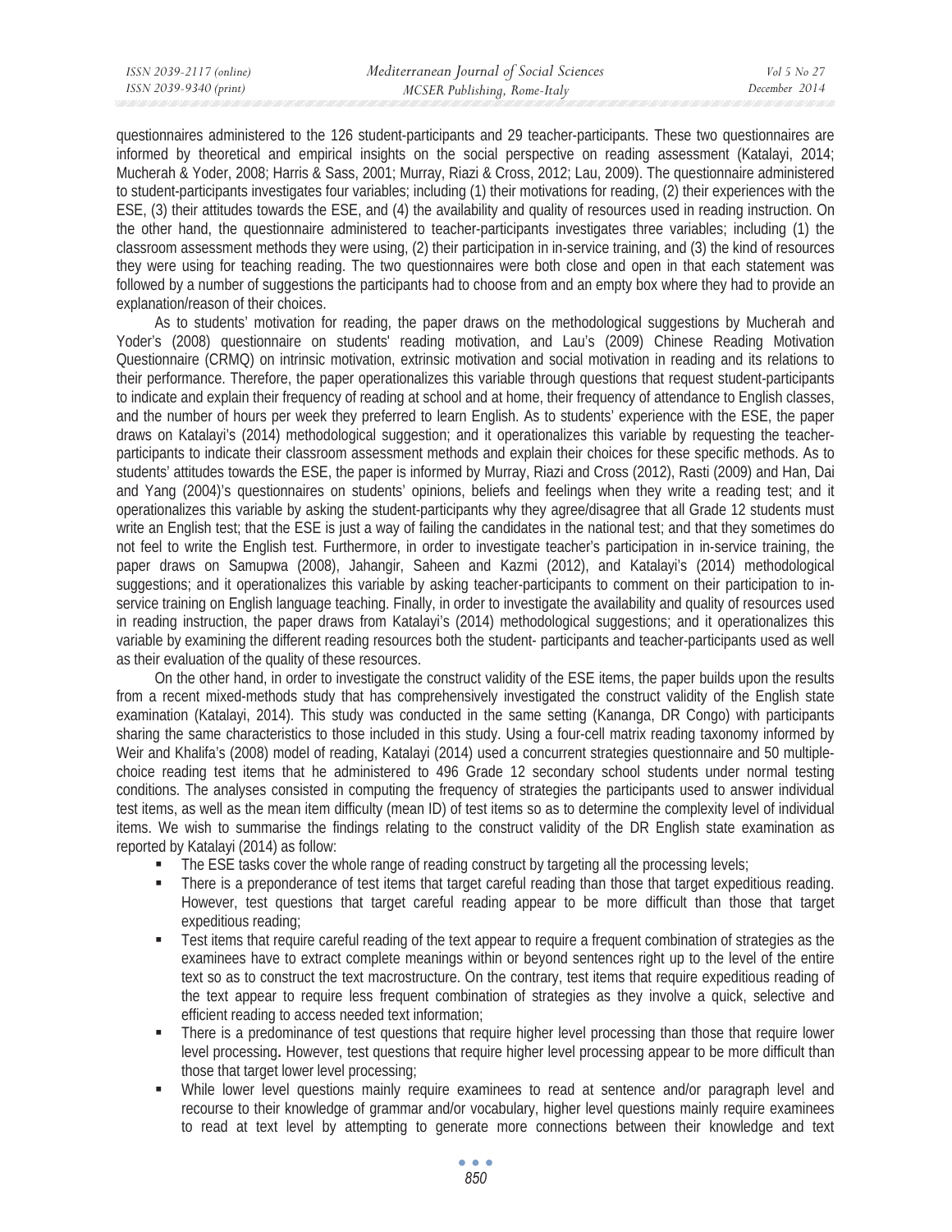questionnaires administered to the 126 student-participants and 29 teacher-participants. These two questionnaires are informed by theoretical and empirical insights on the social perspective on reading assessment (Katalayi, 2014; Mucherah & Yoder, 2008; Harris & Sass, 2001; Murray, Riazi & Cross, 2012; Lau, 2009). The questionnaire administered to student-participants investigates four variables; including (1) their motivations for reading, (2) their experiences with the ESE, (3) their attitudes towards the ESE, and (4) the availability and quality of resources used in reading instruction. On the other hand, the questionnaire administered to teacher-participants investigates three variables; including (1) the classroom assessment methods they were using, (2) their participation in in-service training, and (3) the kind of resources they were using for teaching reading. The two questionnaires were both close and open in that each statement was followed by a number of suggestions the participants had to choose from and an empty box where they had to provide an explanation/reason of their choices.

As to students' motivation for reading, the paper draws on the methodological suggestions by Mucherah and Yoder's (2008) questionnaire on students' reading motivation, and Lau's (2009) Chinese Reading Motivation Questionnaire (CRMQ) on intrinsic motivation, extrinsic motivation and social motivation in reading and its relations to their performance. Therefore, the paper operationalizes this variable through questions that request student-participants to indicate and explain their frequency of reading at school and at home, their frequency of attendance to English classes, and the number of hours per week they preferred to learn English. As to students' experience with the ESE, the paper draws on Katalayi's (2014) methodological suggestion; and it operationalizes this variable by requesting the teacher-participants to indicate their classroom assessment methods and explain their choices for these specific methods. As to students' attitudes towards the ESE, the paper is informed by Murray, Riazi and Cross (2012), Rasti (2009) and Han, Dai and Yang (2004)'s questionnaires on students' opinions, beliefs and feelings when they write a reading test; and it operationalizes this variable by asking the student-participants why they agree/disagree that all Grade 12 students must write an English test; that the ESE is just a way of failing the candidates in the national test; and that they sometimes do not feel to write the English test. Furthermore, in order to investigate teacher's participation in in-service training, the paper draws on Samupwa (2008), Jahangir, Saheen and Kazmi (2012), and Katalayi's (2014) methodological suggestions; and it operationalizes this variable by asking teacher-participants to comment on their participation to in-service training on English language teaching. Finally, in order to investigate the availability and quality of resources used in reading instruction, the paper draws from Katalayi's (2014) methodological suggestions; and it operationalizes this variable by examining the different reading resources both the student- participants and teacher-participants used as well as their evaluation of the quality of these resources.

On the other hand, in order to investigate the construct validity of the ESE items, the paper builds upon the results from a recent mixed-methods study that has comprehensively investigated the construct validity of the English state examination (Katalayi, 2014). This study was conducted in the same setting (Kananga, DR Congo) with participants sharing the same characteristics to those included in this study. Using a four-cell matrix reading taxonomy informed by Weir and Khalifa's (2008) model of reading, Katalayi (2014) used a concurrent strategies questionnaire and 50 multiple-choice reading test items that he administered to 496 Grade 12 secondary school students under normal testing conditions. The analyses consisted in computing the frequency of strategies the participants used to answer individual test items, as well as the mean item difficulty (mean ID) of test items so as to determine the complexity level of individual items. We wish to summarise the findings relating to the construct validity of the DR English state examination as reported by Katalayi (2014) as follow:

- The ESE tasks cover the whole range of reading construct by targeting all the processing levels;
- There is a preponderance of test items that target careful reading than those that target expeditious reading. However, test questions that target careful reading appear to be more difficult than those that target expeditious reading;
- Test items that require careful reading of the text appear to require a frequent combination of strategies as the examinees have to extract complete meanings within or beyond sentences right up to the level of the entire text so as to construct the text macrostructure. On the contrary, test items that require expeditious reading of the text appear to require less frequent combination of strategies as they involve a quick, selective and efficient reading to access needed text information;
- There is a predominance of test questions that require higher level processing than those that require lower level processing**.** However, test questions that require higher level processing appear to be more difficult than those that target lower level processing;
- While lower level questions mainly require examinees to read at sentence and/or paragraph level and recourse to their knowledge of grammar and/or vocabulary, higher level questions mainly require examinees to read at text level by attempting to generate more connections between their knowledge and text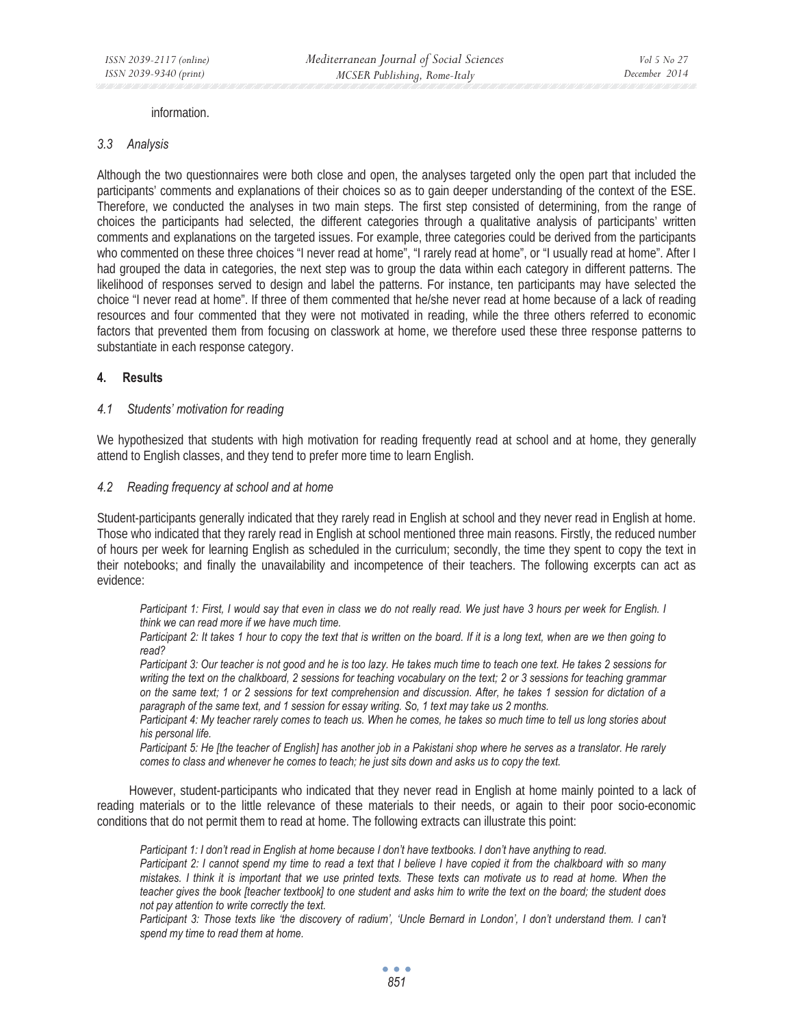information.

### 3.3 Analysis

Although the two questionnaires were both close and open, the analyses targeted only the open part that included the participants' comments and explanations of their choices so as to gain deeper understanding of the context of the ESE. Therefore, we conducted the analyses in two main steps. The first step consisted of determining, from the range of choices the participants had selected, the different categories through a qualitative analysis of participants' written comments and explanations on the targeted issues. For example, three categories could be derived from the participants who commented on these three choices "I never read at home", "I rarely read at home", or "I usually read at home". After I had grouped the data in categories, the next step was to group the data within each category in different patterns. The likelihood of responses served to design and label the patterns. For instance, ten participants may have selected the choice "I never read at home". If three of them commented that he/she never read at home because of a lack of reading resources and four commented that they were not motivated in reading, while the three others referred to economic factors that prevented them from focusing on classwork at home, we therefore used these three response patterns to substantiate in each response category.

## 4. Results

### 4.1 Students' motivation for reading

We hypothesized that students with high motivation for reading frequently read at school and at home, they generally attend to English classes, and they tend to prefer more time to learn English.

### 4.2 Reading frequency at school and at home

Student-participants generally indicated that they rarely read in English at school and they never read in English at home. Those who indicated that they rarely read in English at school mentioned three main reasons. Firstly, the reduced number of hours per week for learning English as scheduled in the curriculum; secondly, the time they spent to copy the text in their notebooks; and finally the unavailability and incompetence of their teachers. The following excerpts can act as evidence:

> *Participant 1: First, I would say that even in class we do not really read. We just have 3 hours per week for English. I think we can read more if we have much time.*
>
> *Participant 2: It takes 1 hour to copy the text that is written on the board. If it is a long text, when are we then going to read?*
>
> *Participant 3: Our teacher is not good and he is too lazy. He takes much time to teach one text. He takes 2 sessions for writing the text on the chalkboard, 2 sessions for teaching vocabulary on the text; 2 or 3 sessions for teaching grammar on the same text; 1 or 2 sessions for text comprehension and discussion. After, he takes 1 session for dictation of a paragraph of the same text, and 1 session for essay writing. So, 1 text may take us 2 months.*
>
> *Participant 4: My teacher rarely comes to teach us. When he comes, he takes so much time to tell us long stories about his personal life.*
>
> *Participant 5: He [the teacher of English] has another job in a Pakistani shop where he serves as a translator. He rarely comes to class and whenever he comes to teach; he just sits down and asks us to copy the text.*

However, student-participants who indicated that they never read in English at home mainly pointed to a lack of reading materials or to the little relevance of these materials to their needs, or again to their poor socio-economic conditions that do not permit them to read at home. The following extracts can illustrate this point:

> *Participant 1: I don't read in English at home because I don't have textbooks. I don't have anything to read.*
>
> *Participant 2: I cannot spend my time to read a text that I believe I have copied it from the chalkboard with so many mistakes. I think it is important that we use printed texts. These texts can motivate us to read at home. When the teacher gives the book [teacher textbook] to one student and asks him to write the text on the board; the student does not pay attention to write correctly the text.*
>
> *Participant 3: Those texts like 'the discovery of radium', 'Uncle Bernard in London', I don't understand them. I can't spend my time to read them at home.*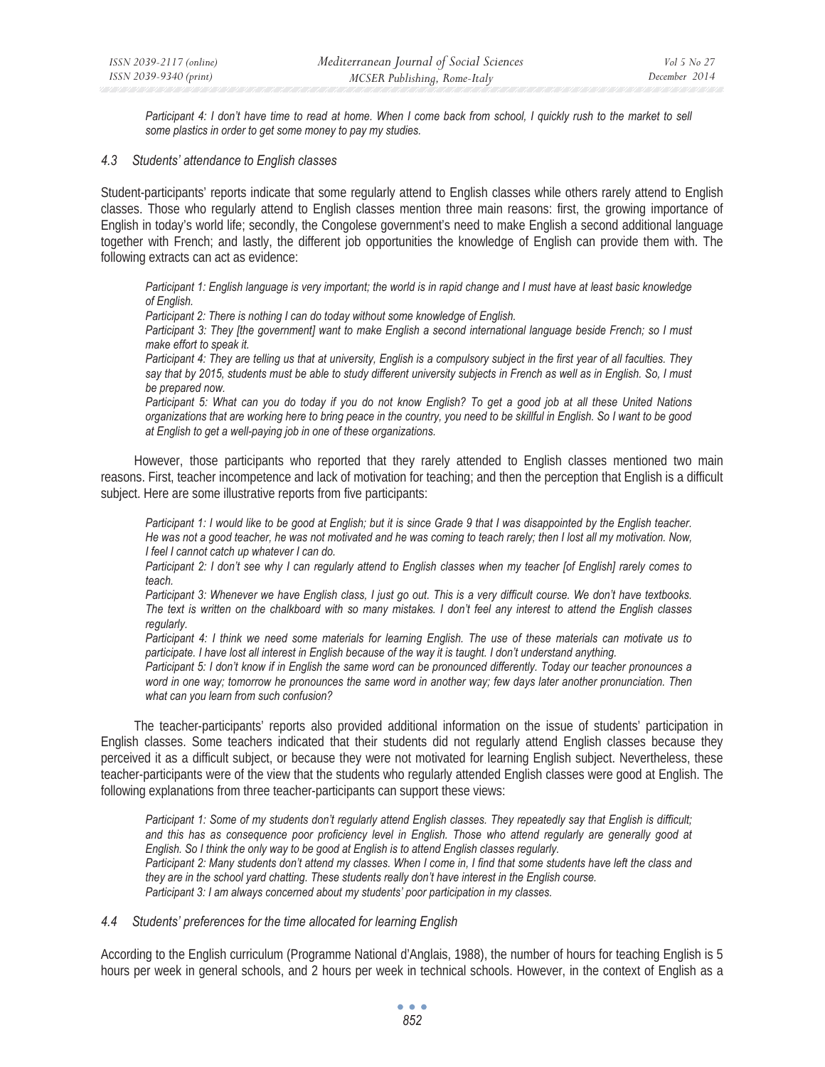*Participant 4: I don't have time to read at home. When I come back from school, I quickly rush to the market to sell some plastics in order to get some money to pay my studies.*

### *4.3 Students' attendance to English classes*

Student-participants' reports indicate that some regularly attend to English classes while others rarely attend to English classes. Those who regularly attend to English classes mention three main reasons: first, the growing importance of English in today's world life; secondly, the Congolese government's need to make English a second additional language together with French; and lastly, the different job opportunities the knowledge of English can provide them with. The following extracts can act as evidence:

*Participant 1: English language is very important; the world is in rapid change and I must have at least basic knowledge of English.*
*Participant 2: There is nothing I can do today without some knowledge of English.*
*Participant 3: They [the government] want to make English a second international language beside French; so I must make effort to speak it.*
*Participant 4: They are telling us that at university, English is a compulsory subject in the first year of all faculties. They say that by 2015, students must be able to study different university subjects in French as well as in English. So, I must be prepared now.*
*Participant 5: What can you do today if you do not know English? To get a good job at all these United Nations organizations that are working here to bring peace in the country, you need to be skillful in English. So I want to be good at English to get a well-paying job in one of these organizations.*

However, those participants who reported that they rarely attended to English classes mentioned two main reasons. First, teacher incompetence and lack of motivation for teaching; and then the perception that English is a difficult subject. Here are some illustrative reports from five participants:

*Participant 1: I would like to be good at English; but it is since Grade 9 that I was disappointed by the English teacher. He was not a good teacher, he was not motivated and he was coming to teach rarely; then I lost all my motivation. Now, I feel I cannot catch up whatever I can do.*
*Participant 2: I don't see why I can regularly attend to English classes when my teacher [of English] rarely comes to teach.*
*Participant 3: Whenever we have English class, I just go out. This is a very difficult course. We don't have textbooks. The text is written on the chalkboard with so many mistakes. I don't feel any interest to attend the English classes regularly.*
*Participant 4: I think we need some materials for learning English. The use of these materials can motivate us to participate. I have lost all interest in English because of the way it is taught. I don't understand anything.*
*Participant 5: I don't know if in English the same word can be pronounced differently. Today our teacher pronounces a word in one way; tomorrow he pronounces the same word in another way; few days later another pronunciation. Then what can you learn from such confusion?*

The teacher-participants' reports also provided additional information on the issue of students' participation in English classes. Some teachers indicated that their students did not regularly attend English classes because they perceived it as a difficult subject, or because they were not motivated for learning English subject. Nevertheless, these teacher-participants were of the view that the students who regularly attended English classes were good at English. The following explanations from three teacher-participants can support these views:

*Participant 1: Some of my students don't regularly attend English classes. They repeatedly say that English is difficult; and this has as consequence poor proficiency level in English. Those who attend regularly are generally good at English. So I think the only way to be good at English is to attend English classes regularly.*
*Participant 2: Many students don't attend my classes. When I come in, I find that some students have left the class and they are in the school yard chatting. These students really don't have interest in the English course.*
*Participant 3: I am always concerned about my students' poor participation in my classes.*

### *4.4 Students' preferences for the time allocated for learning English*

According to the English curriculum (Programme National d'Anglais, 1988), the number of hours for teaching English is 5 hours per week in general schools, and 2 hours per week in technical schools. However, in the context of English as a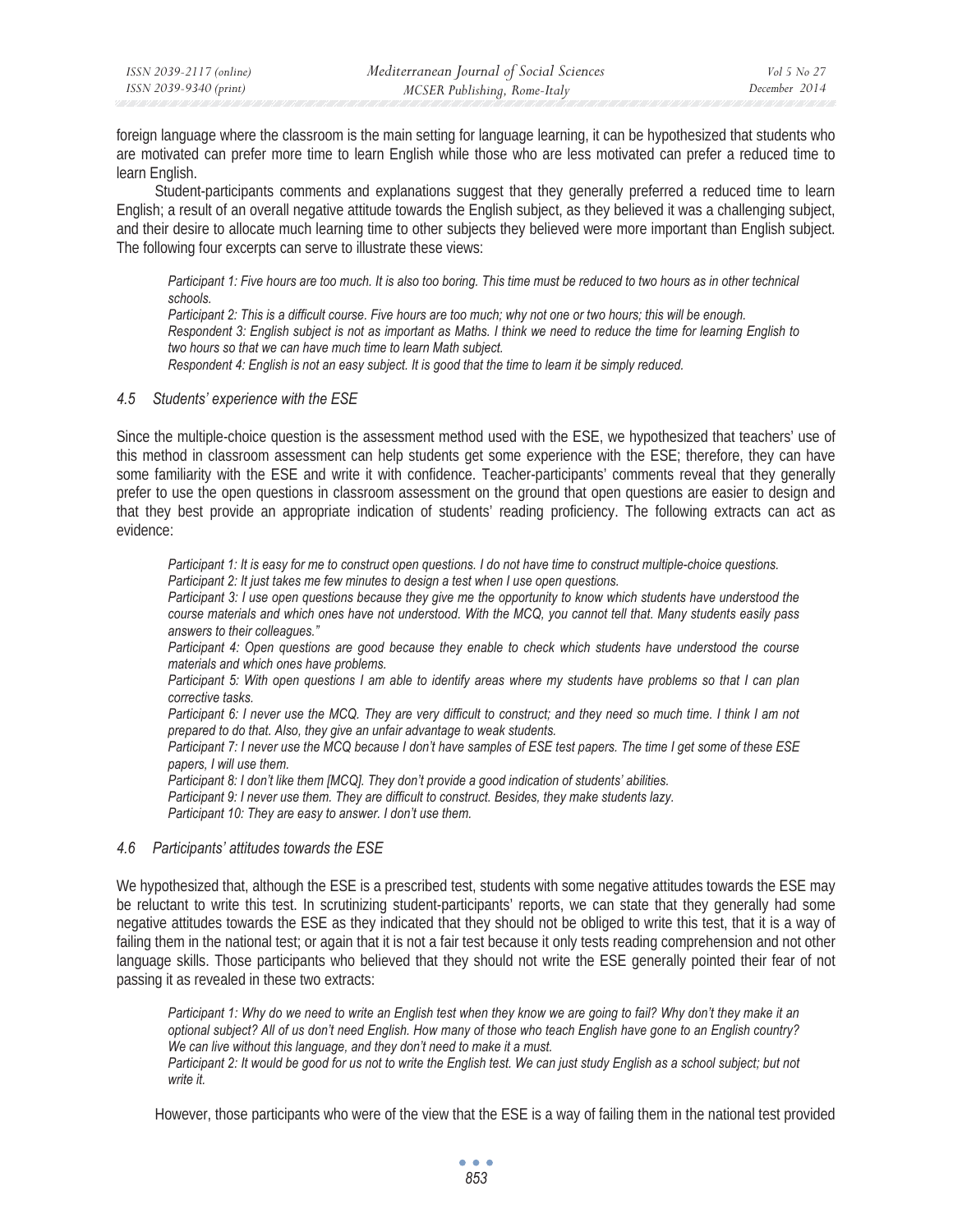foreign language where the classroom is the main setting for language learning, it can be hypothesized that students who are motivated can prefer more time to learn English while those who are less motivated can prefer a reduced time to learn English.

Student-participants comments and explanations suggest that they generally preferred a reduced time to learn English; a result of an overall negative attitude towards the English subject, as they believed it was a challenging subject, and their desire to allocate much learning time to other subjects they believed were more important than English subject. The following four excerpts can serve to illustrate these views:

> *Participant 1: Five hours are too much. It is also too boring. This time must be reduced to two hours as in other technical schools.*
> *Participant 2: This is a difficult course. Five hours are too much; why not one or two hours; this will be enough.*
> *Respondent 3: English subject is not as important as Maths. I think we need to reduce the time for learning English to two hours so that we can have much time to learn Math subject.*
> *Respondent 4: English is not an easy subject. It is good that the time to learn it be simply reduced.*

### *4.5 Students' experience with the ESE*

Since the multiple-choice question is the assessment method used with the ESE, we hypothesized that teachers' use of this method in classroom assessment can help students get some experience with the ESE; therefore, they can have some familiarity with the ESE and write it with confidence. Teacher-participants' comments reveal that they generally prefer to use the open questions in classroom assessment on the ground that open questions are easier to design and that they best provide an appropriate indication of students' reading proficiency. The following extracts can act as evidence:

> *Participant 1: It is easy for me to construct open questions. I do not have time to construct multiple-choice questions.*
> *Participant 2: It just takes me few minutes to design a test when I use open questions.*
> *Participant 3: I use open questions because they give me the opportunity to know which students have understood the course materials and which ones have not understood. With the MCQ, you cannot tell that. Many students easily pass answers to their colleagues."*
> *Participant 4: Open questions are good because they enable to check which students have understood the course materials and which ones have problems.*
> *Participant 5: With open questions I am able to identify areas where my students have problems so that I can plan corrective tasks.*
> *Participant 6: I never use the MCQ. They are very difficult to construct; and they need so much time. I think I am not prepared to do that. Also, they give an unfair advantage to weak students.*
> *Participant 7: I never use the MCQ because I don't have samples of ESE test papers. The time I get some of these ESE papers, I will use them.*
> *Participant 8: I don't like them [MCQ]. They don't provide a good indication of students' abilities.*
> *Participant 9: I never use them. They are difficult to construct. Besides, they make students lazy.*
> *Participant 10: They are easy to answer. I don't use them.*

### *4.6 Participants' attitudes towards the ESE*

We hypothesized that, although the ESE is a prescribed test, students with some negative attitudes towards the ESE may be reluctant to write this test. In scrutinizing student-participants' reports, we can state that they generally had some negative attitudes towards the ESE as they indicated that they should not be obliged to write this test, that it is a way of failing them in the national test; or again that it is not a fair test because it only tests reading comprehension and not other language skills. Those participants who believed that they should not write the ESE generally pointed their fear of not passing it as revealed in these two extracts:

> *Participant 1: Why do we need to write an English test when they know we are going to fail? Why don't they make it an optional subject? All of us don't need English. How many of those who teach English have gone to an English country? We can live without this language, and they don't need to make it a must.*
> *Participant 2: It would be good for us not to write the English test. We can just study English as a school subject; but not write it.*

However, those participants who were of the view that the ESE is a way of failing them in the national test provided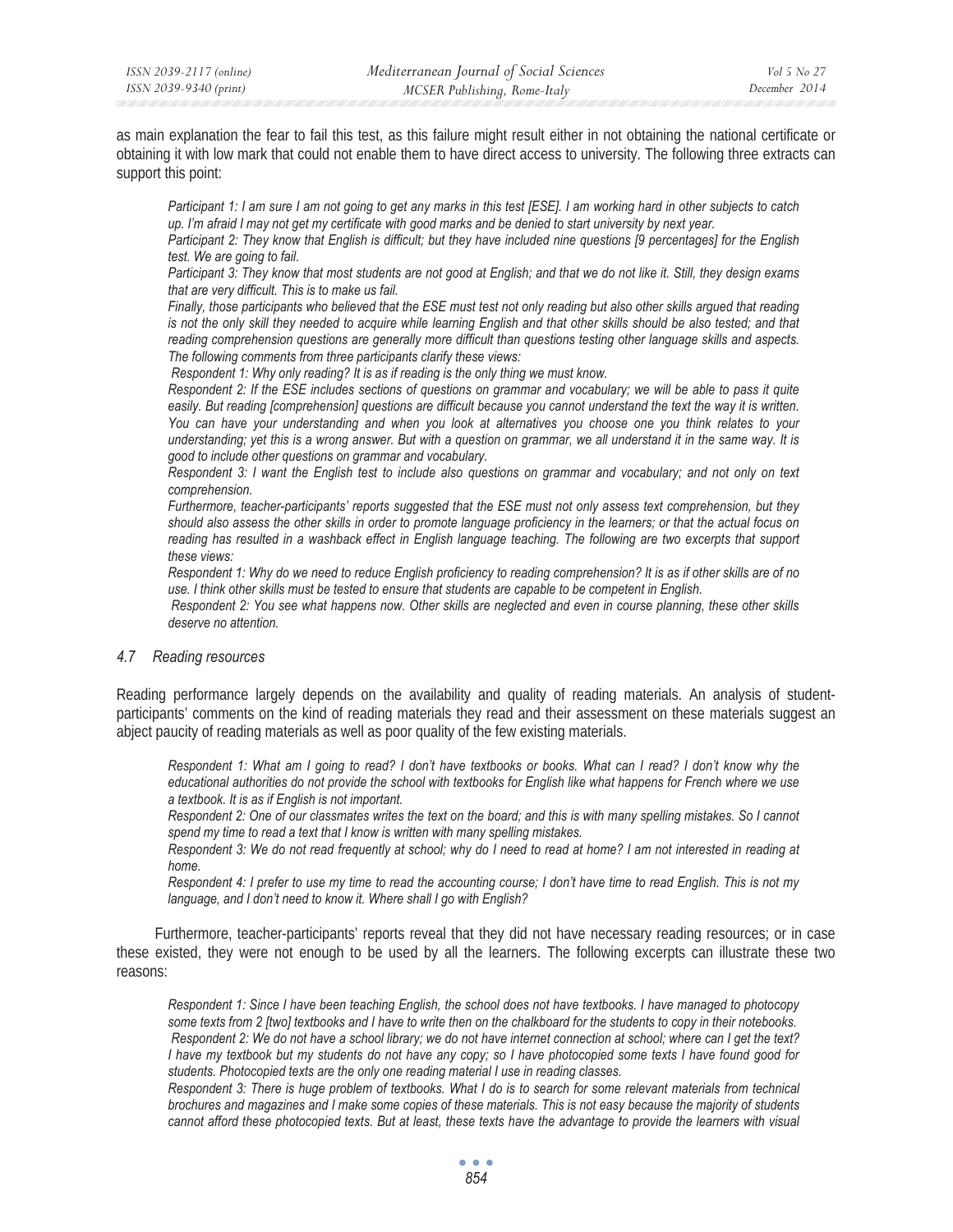as main explanation the fear to fail this test, as this failure might result either in not obtaining the national certificate or obtaining it with low mark that could not enable them to have direct access to university. The following three extracts can support this point:

*Participant 1: I am sure I am not going to get any marks in this test [ESE]. I am working hard in other subjects to catch up. I'm afraid I may not get my certificate with good marks and be denied to start university by next year.*

*Participant 2: They know that English is difficult; but they have included nine questions [9 percentages] for the English test. We are going to fail.*

*Participant 3: They know that most students are not good at English; and that we do not like it. Still, they design exams that are very difficult. This is to make us fail.*

*Finally, those participants who believed that the ESE must test not only reading but also other skills argued that reading is not the only skill they needed to acquire while learning English and that other skills should be also tested; and that reading comprehension questions are generally more difficult than questions testing other language skills and aspects. The following comments from three participants clarify these views:*

*Respondent 1: Why only reading? It is as if reading is the only thing we must know.*

*Respondent 2: If the ESE includes sections of questions on grammar and vocabulary; we will be able to pass it quite easily. But reading [comprehension] questions are difficult because you cannot understand the text the way it is written. You can have your understanding and when you look at alternatives you choose one you think relates to your understanding; yet this is a wrong answer. But with a question on grammar, we all understand it in the same way. It is good to include other questions on grammar and vocabulary.*

*Respondent 3: I want the English test to include also questions on grammar and vocabulary; and not only on text comprehension.*

*Furthermore, teacher-participants' reports suggested that the ESE must not only assess text comprehension, but they should also assess the other skills in order to promote language proficiency in the learners; or that the actual focus on reading has resulted in a washback effect in English language teaching. The following are two excerpts that support these views:*

*Respondent 1: Why do we need to reduce English proficiency to reading comprehension? It is as if other skills are of no use. I think other skills must be tested to ensure that students are capable to be competent in English.*

*Respondent 2: You see what happens now. Other skills are neglected and even in course planning, these other skills deserve no attention.*

### *4.7 Reading resources*

Reading performance largely depends on the availability and quality of reading materials. An analysis of student-participants' comments on the kind of reading materials they read and their assessment on these materials suggest an abject paucity of reading materials as well as poor quality of the few existing materials.

*Respondent 1: What am I going to read? I don't have textbooks or books. What can I read? I don't know why the educational authorities do not provide the school with textbooks for English like what happens for French where we use a textbook. It is as if English is not important.*

*Respondent 2: One of our classmates writes the text on the board; and this is with many spelling mistakes. So I cannot spend my time to read a text that I know is written with many spelling mistakes.*

*Respondent 3: We do not read frequently at school; why do I need to read at home? I am not interested in reading at home.*

*Respondent 4: I prefer to use my time to read the accounting course; I don't have time to read English. This is not my language, and I don't need to know it. Where shall I go with English?*

Furthermore, teacher-participants' reports reveal that they did not have necessary reading resources; or in case these existed, they were not enough to be used by all the learners. The following excerpts can illustrate these two reasons:

*Respondent 1: Since I have been teaching English, the school does not have textbooks. I have managed to photocopy some texts from 2 [two] textbooks and I have to write then on the chalkboard for the students to copy in their notebooks.*

*Respondent 2: We do not have a school library; we do not have internet connection at school; where can I get the text? I have my textbook but my students do not have any copy; so I have photocopied some texts I have found good for students. Photocopied texts are the only one reading material I use in reading classes.*

*Respondent 3: There is huge problem of textbooks. What I do is to search for some relevant materials from technical brochures and magazines and I make some copies of these materials. This is not easy because the majority of students cannot afford these photocopied texts. But at least, these texts have the advantage to provide the learners with visual*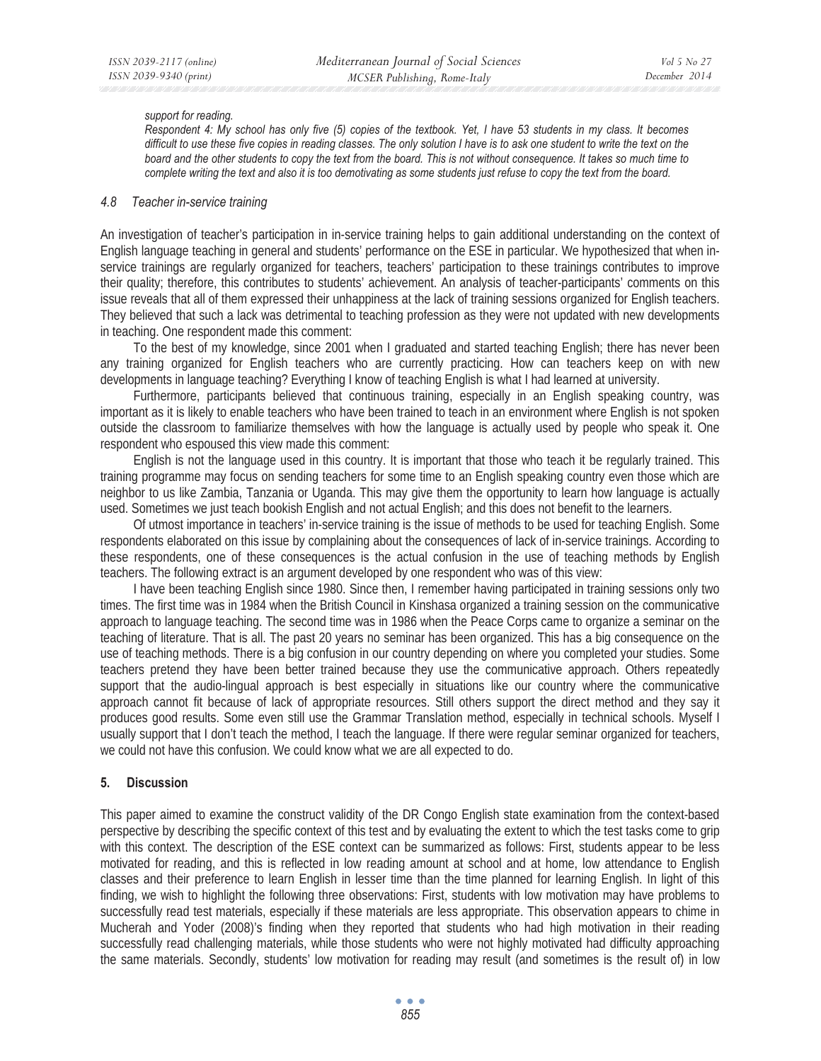*support for reading.*

*Respondent 4: My school has only five (5) copies of the textbook. Yet, I have 53 students in my class. It becomes difficult to use these five copies in reading classes. The only solution I have is to ask one student to write the text on the board and the other students to copy the text from the board. This is not without consequence. It takes so much time to complete writing the text and also it is too demotivating as some students just refuse to copy the text from the board.*

### *4.8 Teacher in-service training*

An investigation of teacher's participation in in-service training helps to gain additional understanding on the context of English language teaching in general and students' performance on the ESE in particular. We hypothesized that when in-service trainings are regularly organized for teachers, teachers' participation to these trainings contributes to improve their quality; therefore, this contributes to students' achievement. An analysis of teacher-participants' comments on this issue reveals that all of them expressed their unhappiness at the lack of training sessions organized for English teachers. They believed that such a lack was detrimental to teaching profession as they were not updated with new developments in teaching. One respondent made this comment:

To the best of my knowledge, since 2001 when I graduated and started teaching English; there has never been any training organized for English teachers who are currently practicing. How can teachers keep on with new developments in language teaching? Everything I know of teaching English is what I had learned at university.

Furthermore, participants believed that continuous training, especially in an English speaking country, was important as it is likely to enable teachers who have been trained to teach in an environment where English is not spoken outside the classroom to familiarize themselves with how the language is actually used by people who speak it. One respondent who espoused this view made this comment:

English is not the language used in this country. It is important that those who teach it be regularly trained. This training programme may focus on sending teachers for some time to an English speaking country even those which are neighbor to us like Zambia, Tanzania or Uganda. This may give them the opportunity to learn how language is actually used. Sometimes we just teach bookish English and not actual English; and this does not benefit to the learners.

Of utmost importance in teachers' in-service training is the issue of methods to be used for teaching English. Some respondents elaborated on this issue by complaining about the consequences of lack of in-service trainings. According to these respondents, one of these consequences is the actual confusion in the use of teaching methods by English teachers. The following extract is an argument developed by one respondent who was of this view:

I have been teaching English since 1980. Since then, I remember having participated in training sessions only two times. The first time was in 1984 when the British Council in Kinshasa organized a training session on the communicative approach to language teaching. The second time was in 1986 when the Peace Corps came to organize a seminar on the teaching of literature. That is all. The past 20 years no seminar has been organized. This has a big consequence on the use of teaching methods. There is a big confusion in our country depending on where you completed your studies. Some teachers pretend they have been better trained because they use the communicative approach. Others repeatedly support that the audio-lingual approach is best especially in situations like our country where the communicative approach cannot fit because of lack of appropriate resources. Still others support the direct method and they say it produces good results. Some even still use the Grammar Translation method, especially in technical schools. Myself I usually support that I don't teach the method, I teach the language. If there were regular seminar organized for teachers, we could not have this confusion. We could know what we are all expected to do.

## 5. Discussion

This paper aimed to examine the construct validity of the DR Congo English state examination from the context-based perspective by describing the specific context of this test and by evaluating the extent to which the test tasks come to grip with this context. The description of the ESE context can be summarized as follows: First, students appear to be less motivated for reading, and this is reflected in low reading amount at school and at home, low attendance to English classes and their preference to learn English in lesser time than the time planned for learning English. In light of this finding, we wish to highlight the following three observations: First, students with low motivation may have problems to successfully read test materials, especially if these materials are less appropriate. This observation appears to chime in Mucherah and Yoder (2008)'s finding when they reported that students who had high motivation in their reading successfully read challenging materials, while those students who were not highly motivated had difficulty approaching the same materials. Secondly, students' low motivation for reading may result (and sometimes is the result of) in low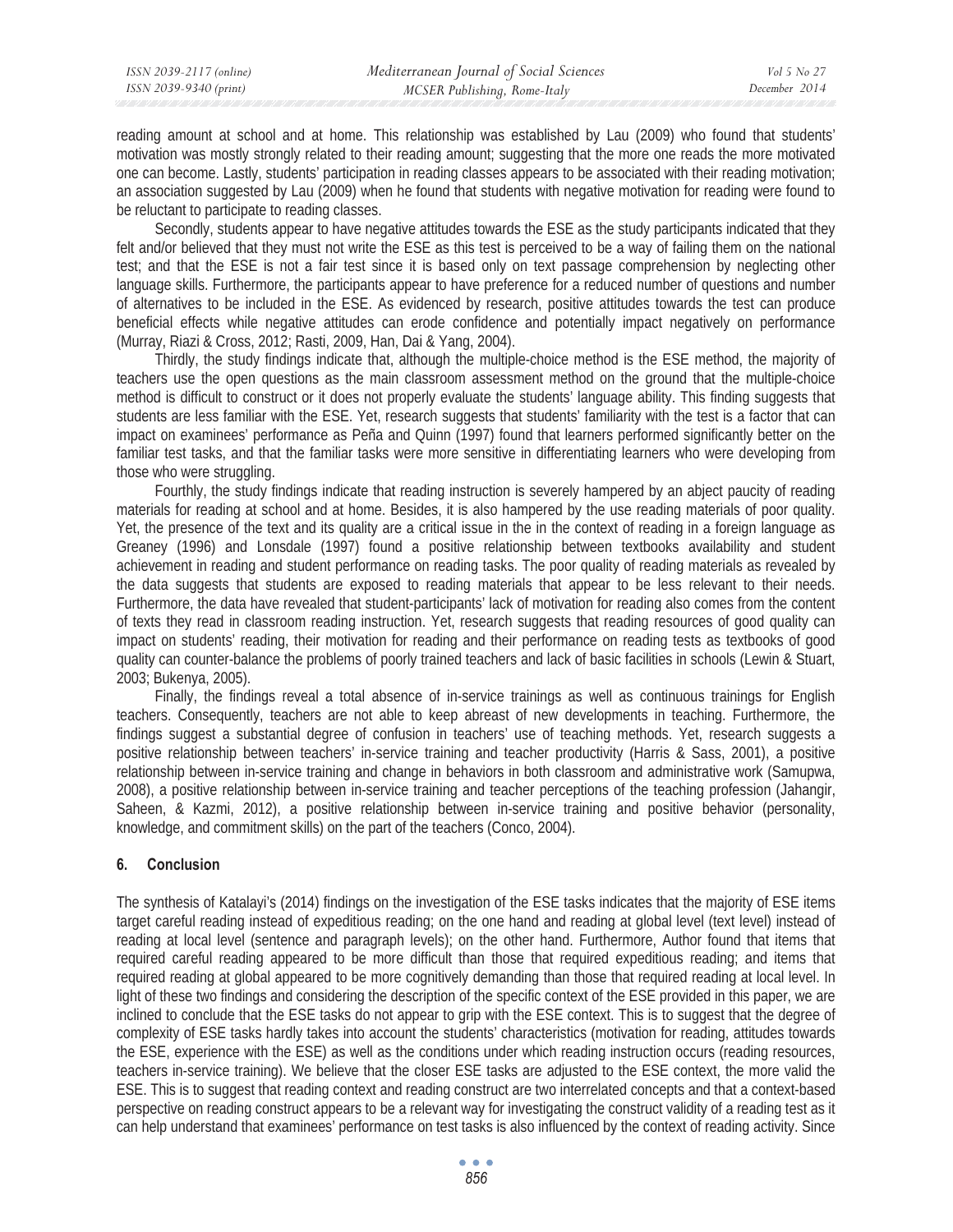reading amount at school and at home. This relationship was established by Lau (2009) who found that students' motivation was mostly strongly related to their reading amount; suggesting that the more one reads the more motivated one can become. Lastly, students' participation in reading classes appears to be associated with their reading motivation; an association suggested by Lau (2009) when he found that students with negative motivation for reading were found to be reluctant to participate to reading classes.

Secondly, students appear to have negative attitudes towards the ESE as the study participants indicated that they felt and/or believed that they must not write the ESE as this test is perceived to be a way of failing them on the national test; and that the ESE is not a fair test since it is based only on text passage comprehension by neglecting other language skills. Furthermore, the participants appear to have preference for a reduced number of questions and number of alternatives to be included in the ESE. As evidenced by research, positive attitudes towards the test can produce beneficial effects while negative attitudes can erode confidence and potentially impact negatively on performance (Murray, Riazi & Cross, 2012; Rasti, 2009, Han, Dai & Yang, 2004).

Thirdly, the study findings indicate that, although the multiple-choice method is the ESE method, the majority of teachers use the open questions as the main classroom assessment method on the ground that the multiple-choice method is difficult to construct or it does not properly evaluate the students' language ability. This finding suggests that students are less familiar with the ESE. Yet, research suggests that students' familiarity with the test is a factor that can impact on examinees' performance as Peña and Quinn (1997) found that learners performed significantly better on the familiar test tasks, and that the familiar tasks were more sensitive in differentiating learners who were developing from those who were struggling.

Fourthly, the study findings indicate that reading instruction is severely hampered by an abject paucity of reading materials for reading at school and at home. Besides, it is also hampered by the use reading materials of poor quality. Yet, the presence of the text and its quality are a critical issue in the in the context of reading in a foreign language as Greaney (1996) and Lonsdale (1997) found a positive relationship between textbooks availability and student achievement in reading and student performance on reading tasks. The poor quality of reading materials as revealed by the data suggests that students are exposed to reading materials that appear to be less relevant to their needs. Furthermore, the data have revealed that student-participants' lack of motivation for reading also comes from the content of texts they read in classroom reading instruction. Yet, research suggests that reading resources of good quality can impact on students' reading, their motivation for reading and their performance on reading tests as textbooks of good quality can counter-balance the problems of poorly trained teachers and lack of basic facilities in schools (Lewin & Stuart, 2003; Bukenya, 2005).

Finally, the findings reveal a total absence of in-service trainings as well as continuous trainings for English teachers. Consequently, teachers are not able to keep abreast of new developments in teaching. Furthermore, the findings suggest a substantial degree of confusion in teachers' use of teaching methods. Yet, research suggests a positive relationship between teachers' in-service training and teacher productivity (Harris & Sass, 2001), a positive relationship between in-service training and change in behaviors in both classroom and administrative work (Samupwa, 2008), a positive relationship between in-service training and teacher perceptions of the teaching profession (Jahangir, Saheen, & Kazmi, 2012), a positive relationship between in-service training and positive behavior (personality, knowledge, and commitment skills) on the part of the teachers (Conco, 2004).

## 6. Conclusion

The synthesis of Katalayi's (2014) findings on the investigation of the ESE tasks indicates that the majority of ESE items target careful reading instead of expeditious reading; on the one hand and reading at global level (text level) instead of reading at local level (sentence and paragraph levels); on the other hand. Furthermore, Author found that items that required careful reading appeared to be more difficult than those that required expeditious reading; and items that required reading at global appeared to be more cognitively demanding than those that required reading at local level. In light of these two findings and considering the description of the specific context of the ESE provided in this paper, we are inclined to conclude that the ESE tasks do not appear to grip with the ESE context. This is to suggest that the degree of complexity of ESE tasks hardly takes into account the students' characteristics (motivation for reading, attitudes towards the ESE, experience with the ESE) as well as the conditions under which reading instruction occurs (reading resources, teachers in-service training). We believe that the closer ESE tasks are adjusted to the ESE context, the more valid the ESE. This is to suggest that reading context and reading construct are two interrelated concepts and that a context-based perspective on reading construct appears to be a relevant way for investigating the construct validity of a reading test as it can help understand that examinees' performance on test tasks is also influenced by the context of reading activity. Since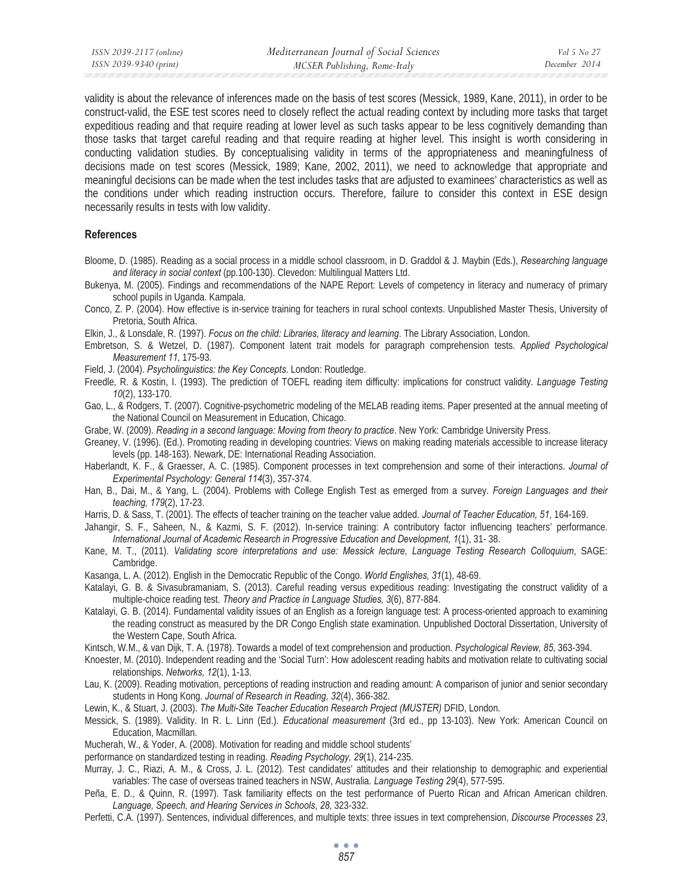validity is about the relevance of inferences made on the basis of test scores (Messick, 1989, Kane, 2011), in order to be construct-valid, the ESE test scores need to closely reflect the actual reading context by including more tasks that target expeditious reading and that require reading at lower level as such tasks appear to be less cognitively demanding than those tasks that target careful reading and that require reading at higher level. This insight is worth considering in conducting validation studies. By conceptualising validity in terms of the appropriateness and meaningfulness of decisions made on test scores (Messick, 1989; Kane, 2002, 2011), we need to acknowledge that appropriate and meaningful decisions can be made when the test includes tasks that are adjusted to examinees' characteristics as well as the conditions under which reading instruction occurs. Therefore, failure to consider this context in ESE design necessarily results in tests with low validity.

## References

Bloome, D. (1985). Reading as a social process in a middle school classroom, in D. Graddol & J. Maybin (Eds.), *Researching language and literacy in social context* (pp.100-130). Clevedon: Multilingual Matters Ltd.

Bukenya, M. (2005). Findings and recommendations of the NAPE Report: Levels of competency in literacy and numeracy of primary school pupils in Uganda. Kampala.

Conco, Z. P. (2004). How effective is in-service training for teachers in rural school contexts. Unpublished Master Thesis, University of Pretoria, South Africa.

Elkin, J., & Lonsdale, R. (1997). *Focus on the child: Libraries, literacy and learning*. The Library Association, London.

Embretson, S. & Wetzel, D. (1987). Component latent trait models for paragraph comprehension tests. *Applied Psychological Measurement 11*, 175-93.

Field, J. (2004). *Psycholinguistics: the Key Concepts*. London: Routledge.

Freedle, R. & Kostin, I. (1993). The prediction of TOEFL reading item difficulty: implications for construct validity. *Language Testing 10*(2), 133-170.

Gao, L., & Rodgers, T. (2007). Cognitive-psychometric modeling of the MELAB reading items. Paper presented at the annual meeting of the National Council on Measurement in Education, Chicago.

Grabe, W. (2009). *Reading in a second language: Moving from theory to practice*. New York: Cambridge University Press.

Greaney, V. (1996). (Ed.). Promoting reading in developing countries: Views on making reading materials accessible to increase literacy levels (pp. 148-163). Newark, DE: International Reading Association.

Haberlandt, K. F., & Graesser, A. C. (1985). Component processes in text comprehension and some of their interactions. *Journal of Experimental Psychology: General 114*(3), 357-374.

Han, B., Dai, M., & Yang, L. (2004). Problems with College English Test as emerged from a survey. *Foreign Languages and their teaching, 179*(2), 17-23.

Harris, D. & Sass, T. (2001). The effects of teacher training on the teacher value added. *Journal of Teacher Education, 51*, 164-169.

Jahangir, S. F., Saheen, N., & Kazmi, S. F. (2012). In-service training: A contributory factor influencing teachers' performance. *International Journal of Academic Research in Progressive Education and Development, 1*(1), 31- 38.

Kane, M. T., (2011). *Validating score interpretations and use: Messick lecture, Language Testing Research Colloquium*, SAGE: Cambridge.

Kasanga, L. A. (2012). English in the Democratic Republic of the Congo. *World Englishes, 31*(1), 48-69.

Katalayi, G. B. & Sivasubramaniam, S. (2013). Careful reading versus expeditious reading: Investigating the construct validity of a multiple-choice reading test. *Theory and Practice in Language Studies, 3*(6), 877-884.

Katalayi, G. B. (2014). Fundamental validity issues of an English as a foreign language test: A process-oriented approach to examining the reading construct as measured by the DR Congo English state examination. Unpublished Doctoral Dissertation, University of the Western Cape, South Africa.

Kintsch, W.M., & van Dijk, T. A. (1978). Towards a model of text comprehension and production. *Psychological Review, 85*, 363-394.

Knoester, M. (2010). Independent reading and the 'Social Turn': How adolescent reading habits and motivation relate to cultivating social relationships. *Networks, 12*(1), 1-13.

Lau, K. (2009). Reading motivation, perceptions of reading instruction and reading amount: A comparison of junior and senior secondary students in Hong Kong. *Journal of Research in Reading, 32*(4), 366-382.

Lewin, K., & Stuart, J. (2003). *The Multi-Site Teacher Education Research Project (MUSTER)* DFID, London.

Messick, S. (1989). Validity. In R. L. Linn (Ed.). *Educational measurement* (3rd ed., pp 13-103). New York: American Council on Education, Macmillan.

Mucherah, W., & Yoder, A. (2008). Motivation for reading and middle school students'
performance on standardized testing in reading. *Reading Psychology, 29*(1), 214-235.

Murray, J. C., Riazi, A. M., & Cross, J. L. (2012). Test candidates' attitudes and their relationship to demographic and experiential variables: The case of overseas trained teachers in NSW, Australia. *Language Testing 29*(4), 577-595.

Peña, E. D., & Quinn, R. (1997). Task familiarity effects on the test performance of Puerto Rican and African American children. *Language, Speech, and Hearing Services in Schools*, *28*, 323-332.

Perfetti, C.A. (1997). Sentences, individual differences, and multiple texts: three issues in text comprehension, *Discourse Processes 23*,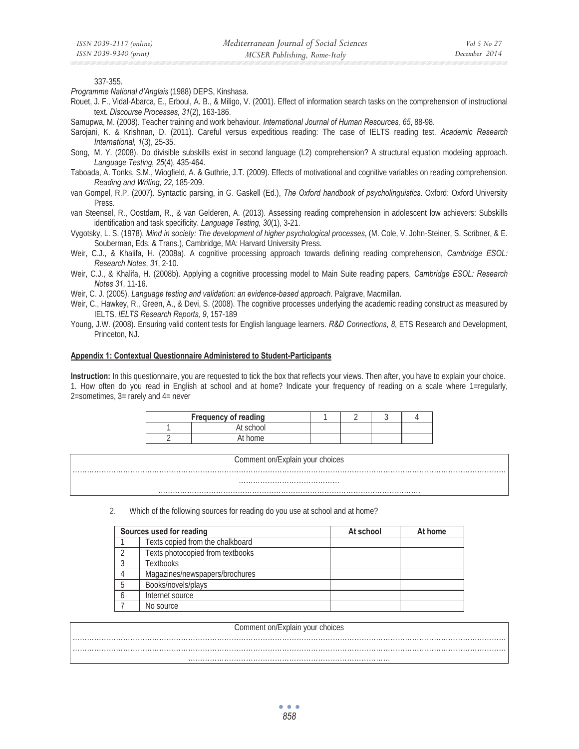337-355.

*Programme National d'Anglais* (1988) DEPS, Kinshasa.

Rouet, J. F., Vidal-Abarca, E., Erboul, A. B., & Miligo, V. (2001). Effect of information search tasks on the comprehension of instructional text. *Discourse Processes, 31*(2), 163-186.

Samupwa, M. (2008). Teacher training and work behaviour. *International Journal of Human Resources, 65*, 88-98.

Sarojani, K. & Krishnan, D. (2011). Careful versus expeditious reading: The case of IELTS reading test. *Academic Research International, 1*(3), 25-35.

Song, M. Y. (2008). Do divisible subskills exist in second language (L2) comprehension? A structural equation modeling approach. *Language Testing, 25*(4), 435-464.

Taboada, A. Tonks, S.M., Wiogfield, A. & Guthrie, J.T. (2009). Effects of motivational and cognitive variables on reading comprehension. *Reading and Writing, 22*, 185-209.

van Gompel, R.P. (2007). Syntactic parsing, in G. Gaskell (Ed.), *The Oxford handbook of psycholinguistics*. Oxford: Oxford University Press.

van Steensel, R., Oostdam, R., & van Gelderen, A. (2013). Assessing reading comprehension in adolescent low achievers: Subskills identification and task specificity. *Language Testing, 30*(1), 3-21.

Vygotsky, L. S. (1978). *Mind in society: The development of higher psychological processes*, (M. Cole, V. John-Steiner, S. Scribner, & E. Souberman, Eds. & Trans.), Cambridge, MA: Harvard University Press.

Weir, C.J., & Khalifa, H. (2008a). A cognitive processing approach towards defining reading comprehension, *Cambridge ESOL: Research Notes*, *31*, 2-10.

Weir, C.J., & Khalifa, H. (2008b). Applying a cognitive processing model to Main Suite reading papers, *Cambridge ESOL: Research Notes 31*, 11-16.

Weir, C. J. (2005). *Language testing and validation: an evidence-based approach*. Palgrave, Macmillan.

Weir, C., Hawkey, R., Green, A., & Devi, S. (2008). The cognitive processes underlying the academic reading construct as measured by IELTS. *IELTS Research Reports, 9*, 157-189

Young, J.W. (2008). Ensuring valid content tests for English language learners. *R&D Connections*, *8*, ETS Research and Development, Princeton, NJ.

**Appendix 1: Contextual Questionnaire Administered to Student-Participants**

**Instruction:** In this questionnaire, you are requested to tick the box that reflects your views. Then after, you have to explain your choice.

1. How often do you read in English at school and at home? Indicate your frequency of reading on a scale where 1=regularly, 2=sometimes, 3= rarely and 4= never

| Frequency of reading | | 1 | 2 | 3 | 4 |
|---|---|---|---|---|---|
| 1 | At school | | | | |
| 2 | At home | | | | |

| Comment on/Explain your choices |
|---|
| ................................................................................................................................................................ |
| ......................................... |
| ........................................................................................................... |

2. Which of the following sources for reading do you use at school and at home?

| Sources used for reading | | At school | At home |
|---|---|---|---|
| 1 | Texts copied from the chalkboard | | |
| 2 | Texts photocopied from textbooks | | |
| 3 | Textbooks | | |
| 4 | Magazines/newspapers/brochures | | |
| 5 | Books/novels/plays | | |
| 6 | Internet source | | |
| 7 | No source | | |

| Comment on/Explain your choices |
|---|
| ................................................................................................................................................................ |
| ................................................................................................................................................................ |
| .................................................................................... |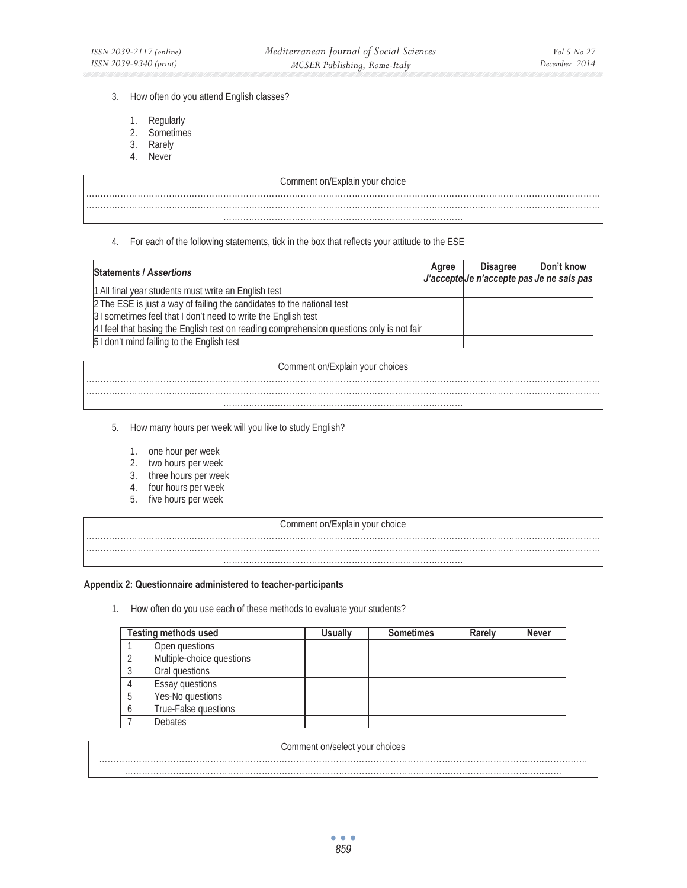3. How often do you attend English classes?

   1. Regularly
   2. Sometimes
   3. Rarely
   4. Never

| Comment on/Explain your choice |
|---|
| ……………………………………………………………………………………………………………………………………………… |
| ……………………………………………………………………………………………………………………………………………… |
| ………………………………………………………………………… |

4. For each of the following statements, tick in the box that reflects your attitude to the ESE

| Statements / *Assertions* | Agree *J'accepte* | Disagree *Je n'accepte pas* | Don't know *Je ne sais pas* |
|---|---|---|---|
| 1 All final year students must write an English test | | | |
| 2 The ESE is just a way of failing the candidates to the national test | | | |
| 3 I sometimes feel that I don't need to write the English test | | | |
| 4 I feel that basing the English test on reading comprehension questions only is not fair | | | |
| 5 I don't mind failing to the English test | | | |

| Comment on/Explain your choices |
|---|
| ……………………………………………………………………………………………………………………………………………… |
| ……………………………………………………………………………………………………………………………………………… |
| ………………………………………………………………………… |

5. How many hours per week will you like to study English?

   1. one hour per week
   2. two hours per week
   3. three hours per week
   4. four hours per week
   5. five hours per week

| Comment on/Explain your choice |
|---|
| ……………………………………………………………………………………………………………………………………………… |
| ……………………………………………………………………………………………………………………………………………… |
| ………………………………………………………………………… |

**Appendix 2: Questionnaire administered to teacher-participants**

1. How often do you use each of these methods to evaluate your students?

| | Testing methods used | Usually | Sometimes | Rarely | Never |
|---|---|---|---|---|---|
| 1 | Open questions | | | | |
| 2 | Multiple-choice questions | | | | |
| 3 | Oral questions | | | | |
| 4 | Essay questions | | | | |
| 5 | Yes-No questions | | | | |
| 6 | True-False questions | | | | |
| 7 | Debates | | | | |

| Comment on/select your choices |
|---|
| ……………………………………………………………………………………………………………………………………………… |
| ……………………………………………………………………………………………………………………………………… |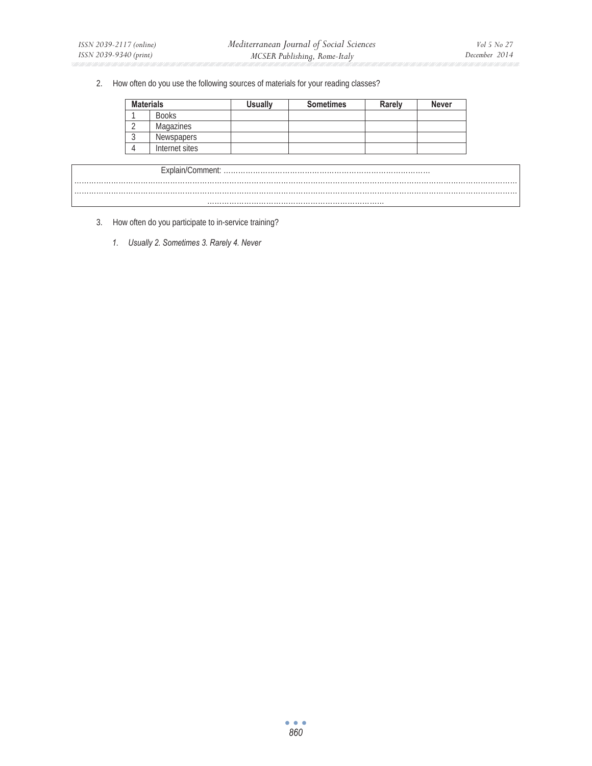2. How often do you use the following sources of materials for your reading classes?

| Materials | | Usually | Sometimes | Rarely | Never |
|---|---|---|---|---|---|
| 1 | Books | | | | |
| 2 | Magazines | | | | |
| 3 | Newspapers | | | | |
| 4 | Internet sites | | | | |

Explain/Comment: …………………………………………………………………………
……………………………………………………………………………………………………………………………………………………………
……………………………………………………………………………………………………………………………………………………………
……………………………………………………………….

3. How often do you participate to in-service training?

*1. Usually 2. Sometimes 3. Rarely 4. Never*